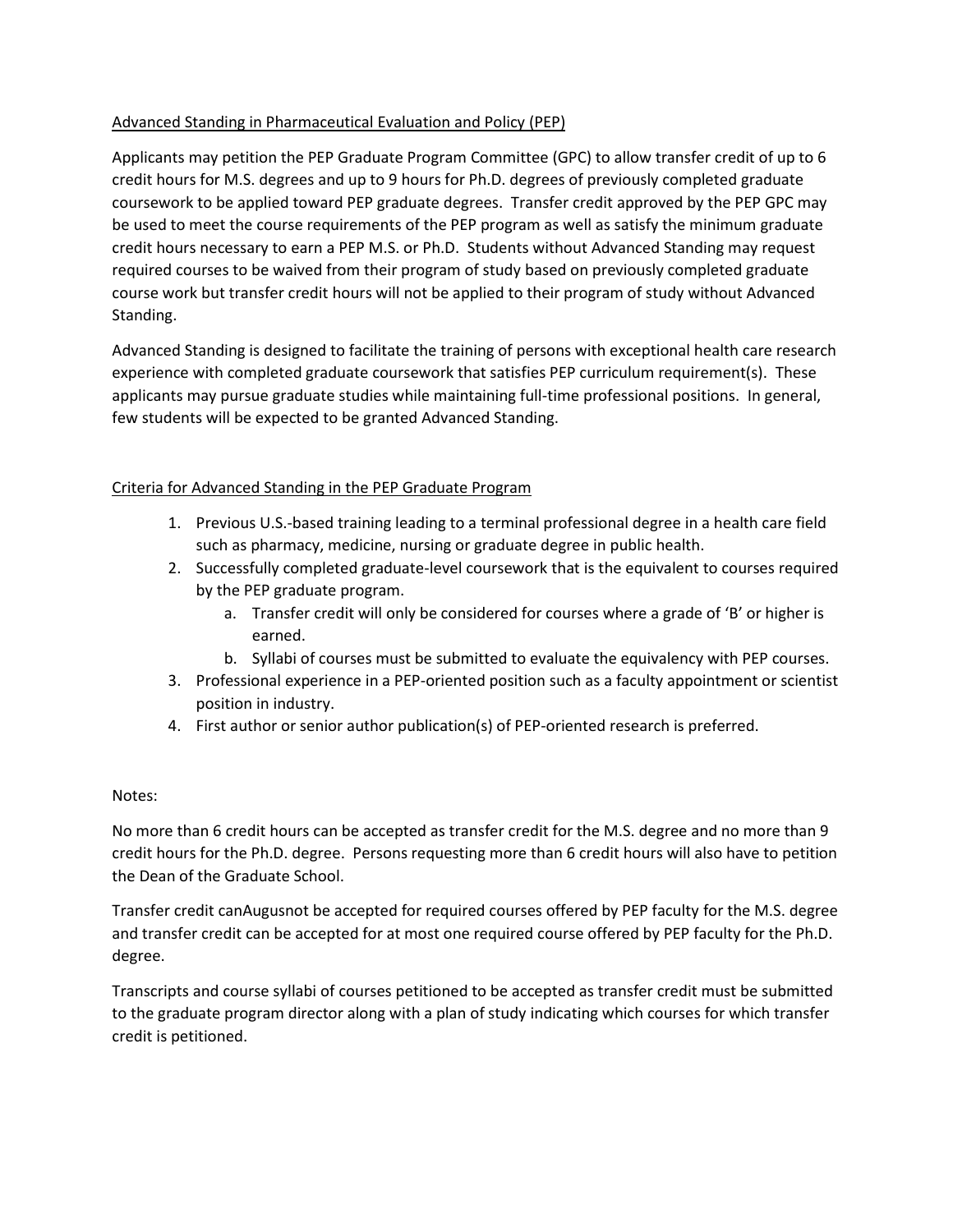## Advanced Standing in Pharmaceutical Evaluation and Policy (PEP)

Applicants may petition the PEP Graduate Program Committee (GPC) to allow transfer credit of up to 6 credit hours for M.S. degrees and up to 9 hours for Ph.D. degrees of previously completed graduate coursework to be applied toward PEP graduate degrees. Transfer credit approved by the PEP GPC may be used to meet the course requirements of the PEP program as well as satisfy the minimum graduate credit hours necessary to earn a PEP M.S. or Ph.D. Students without Advanced Standing may request required courses to be waived from their program of study based on previously completed graduate course work but transfer credit hours will not be applied to their program of study without Advanced Standing.

Advanced Standing is designed to facilitate the training of persons with exceptional health care research experience with completed graduate coursework that satisfies PEP curriculum requirement(s). These applicants may pursue graduate studies while maintaining full-time professional positions. In general, few students will be expected to be granted Advanced Standing.

## Criteria for Advanced Standing in the PEP Graduate Program

1. Previous U.S.-based training leading to a terminal professional degree in a health care field such as pharmacy, medicine, nursing or graduate degree in public health.
2. Successfully completed graduate-level coursework that is the equivalent to courses required by the PEP graduate program.
    a. Transfer credit will only be considered for courses where a grade of 'B' or higher is earned.
    b. Syllabi of courses must be submitted to evaluate the equivalency with PEP courses.
3. Professional experience in a PEP-oriented position such as a faculty appointment or scientist position in industry.
4. First author or senior author publication(s) of PEP-oriented research is preferred.

Notes:

No more than 6 credit hours can be accepted as transfer credit for the M.S. degree and no more than 9 credit hours for the Ph.D. degree. Persons requesting more than 6 credit hours will also have to petition the Dean of the Graduate School.

Transfer credit canAugusnot be accepted for required courses offered by PEP faculty for the M.S. degree and transfer credit can be accepted for at most one required course offered by PEP faculty for the Ph.D. degree.

Transcripts and course syllabi of courses petitioned to be accepted as transfer credit must be submitted to the graduate program director along with a plan of study indicating which courses for which transfer credit is petitioned.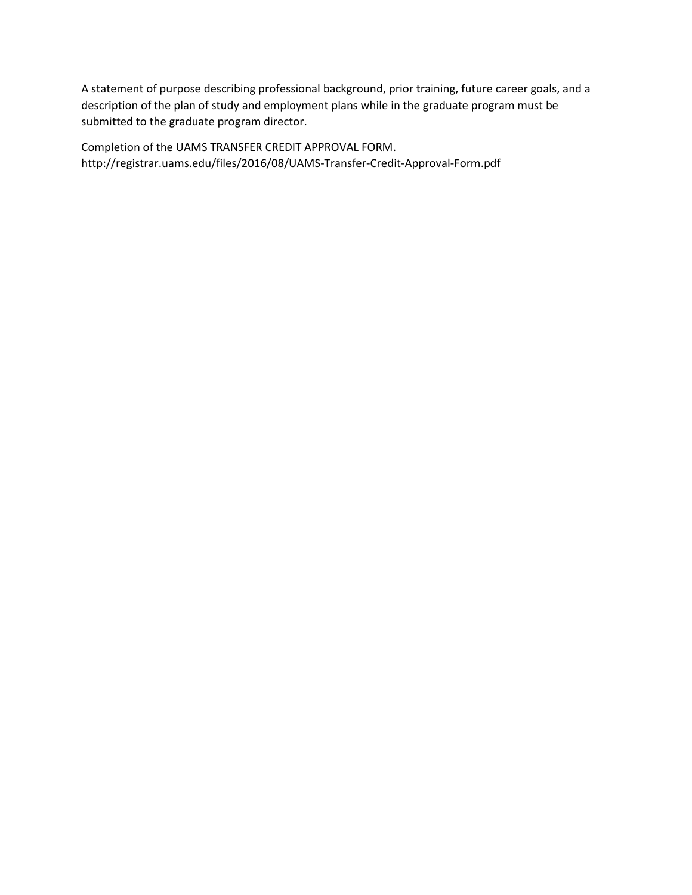A statement of purpose describing professional background, prior training, future career goals, and a description of the plan of study and employment plans while in the graduate program must be submitted to the graduate program director.

Completion of the UAMS TRANSFER CREDIT APPROVAL FORM.
http://registrar.uams.edu/files/2016/08/UAMS-Transfer-Credit-Approval-Form.pdf